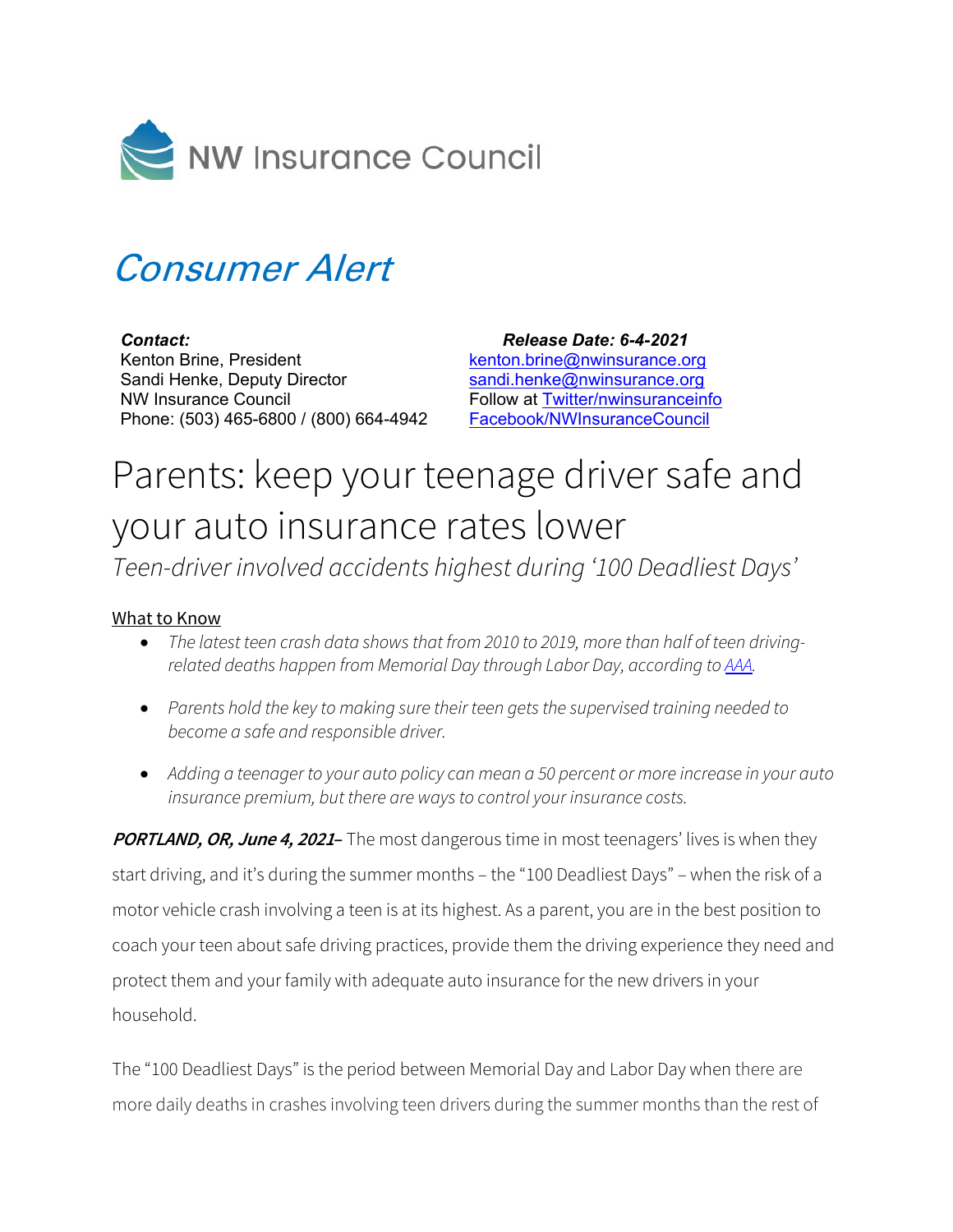NW Insurance Council

# *Consumer Alert*

***Contact:***
Kenton Brine, President
Sandi Henke, Deputy Director
NW Insurance Council
Phone: (503) 465-6800 / (800) 664-4942

***Release Date: 6-4-2021***
kenton.brine@nwinsurance.org
sandi.henke@nwinsurance.org
Follow at Twitter/nwinsuranceinfo
Facebook/NWInsuranceCouncil

# Parents: keep your teenage driver safe and your auto insurance rates lower

*Teen-driver involved accidents highest during '100 Deadliest Days'*

What to Know

- *The latest teen crash data shows that from 2010 to 2019, more than half of teen driving-related deaths happen from Memorial Day through Labor Day, according to AAA.*
- *Parents hold the key to making sure their teen gets the supervised training needed to become a safe and responsible driver.*
- *Adding a teenager to your auto policy can mean a 50 percent or more increase in your auto insurance premium, but there are ways to control your insurance costs.*

***PORTLAND, OR, June 4, 2021–*** The most dangerous time in most teenagers' lives is when they start driving, and it's during the summer months – the "100 Deadliest Days" – when the risk of a motor vehicle crash involving a teen is at its highest. As a parent, you are in the best position to coach your teen about safe driving practices, provide them the driving experience they need and protect them and your family with adequate auto insurance for the new drivers in your household.

The "100 Deadliest Days" is the period between Memorial Day and Labor Day when there are more daily deaths in crashes involving teen drivers during the summer months than the rest of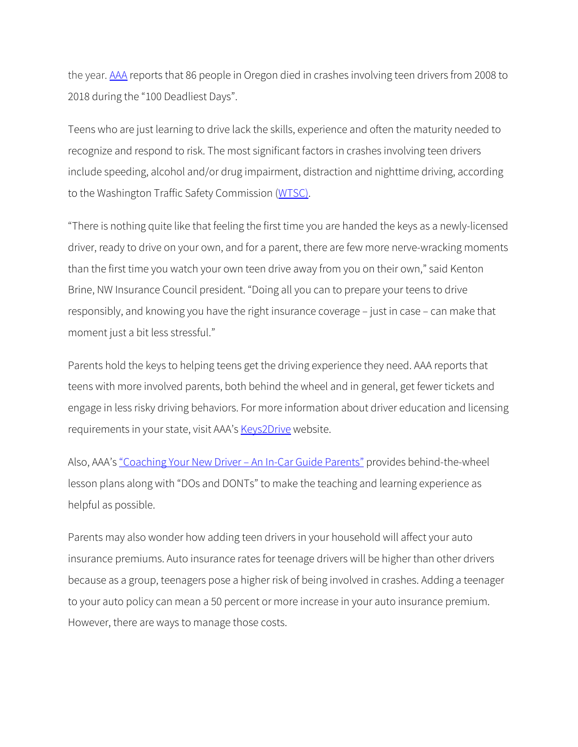the year. AAA reports that 86 people in Oregon died in crashes involving teen drivers from 2008 to 2018 during the "100 Deadliest Days".

Teens who are just learning to drive lack the skills, experience and often the maturity needed to recognize and respond to risk. The most significant factors in crashes involving teen drivers include speeding, alcohol and/or drug impairment, distraction and nighttime driving, according to the Washington Traffic Safety Commission (WTSC).

"There is nothing quite like that feeling the first time you are handed the keys as a newly-licensed driver, ready to drive on your own, and for a parent, there are few more nerve-wracking moments than the first time you watch your own teen drive away from you on their own," said Kenton Brine, NW Insurance Council president. "Doing all you can to prepare your teens to drive responsibly, and knowing you have the right insurance coverage – just in case – can make that moment just a bit less stressful."

Parents hold the keys to helping teens get the driving experience they need. AAA reports that teens with more involved parents, both behind the wheel and in general, get fewer tickets and engage in less risky driving behaviors. For more information about driver education and licensing requirements in your state, visit AAA's Keys2Drive website.

Also, AAA's "Coaching Your New Driver – An In-Car Guide Parents" provides behind-the-wheel lesson plans along with "DOs and DONTs" to make the teaching and learning experience as helpful as possible.

Parents may also wonder how adding teen drivers in your household will affect your auto insurance premiums. Auto insurance rates for teenage drivers will be higher than other drivers because as a group, teenagers pose a higher risk of being involved in crashes. Adding a teenager to your auto policy can mean a 50 percent or more increase in your auto insurance premium. However, there are ways to manage those costs.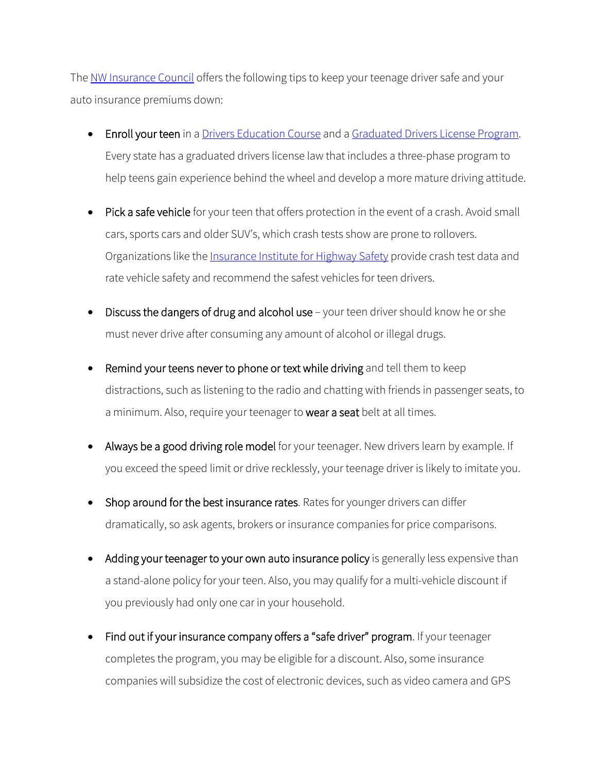The NW Insurance Council offers the following tips to keep your teenage driver safe and your auto insurance premiums down:

- Enroll your teen in a Drivers Education Course and a Graduated Drivers License Program. Every state has a graduated drivers license law that includes a three-phase program to help teens gain experience behind the wheel and develop a more mature driving attitude.

- Pick a safe vehicle for your teen that offers protection in the event of a crash. Avoid small cars, sports cars and older SUV's, which crash tests show are prone to rollovers. Organizations like the Insurance Institute for Highway Safety provide crash test data and rate vehicle safety and recommend the safest vehicles for teen drivers.

- Discuss the dangers of drug and alcohol use – your teen driver should know he or she must never drive after consuming any amount of alcohol or illegal drugs.

- Remind your teens never to phone or text while driving and tell them to keep distractions, such as listening to the radio and chatting with friends in passenger seats, to a minimum. Also, require your teenager to wear a seat belt at all times.

- Always be a good driving role model for your teenager. New drivers learn by example. If you exceed the speed limit or drive recklessly, your teenage driver is likely to imitate you.

- Shop around for the best insurance rates. Rates for younger drivers can differ dramatically, so ask agents, brokers or insurance companies for price comparisons.

- Adding your teenager to your own auto insurance policy is generally less expensive than a stand-alone policy for your teen. Also, you may qualify for a multi-vehicle discount if you previously had only one car in your household.

- Find out if your insurance company offers a "safe driver" program. If your teenager completes the program, you may be eligible for a discount. Also, some insurance companies will subsidize the cost of electronic devices, such as video camera and GPS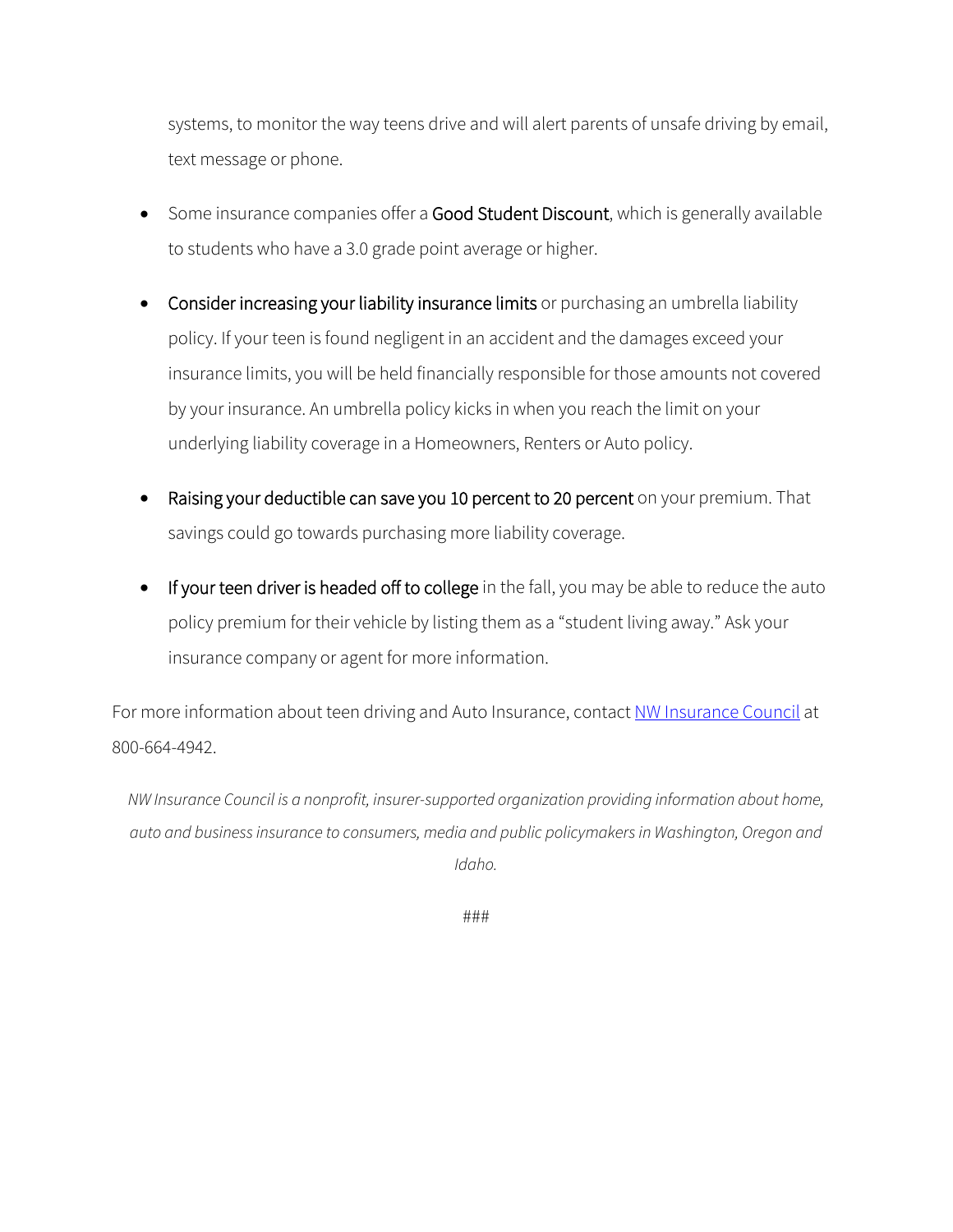systems, to monitor the way teens drive and will alert parents of unsafe driving by email, text message or phone.

- Some insurance companies offer a **Good Student Discount**, which is generally available to students who have a 3.0 grade point average or higher.

- **Consider increasing your liability insurance limits** or purchasing an umbrella liability policy. If your teen is found negligent in an accident and the damages exceed your insurance limits, you will be held financially responsible for those amounts not covered by your insurance. An umbrella policy kicks in when you reach the limit on your underlying liability coverage in a Homeowners, Renters or Auto policy.

- **Raising your deductible can save you 10 percent to 20 percent** on your premium. That savings could go towards purchasing more liability coverage.

- **If your teen driver is headed off to college** in the fall, you may be able to reduce the auto policy premium for their vehicle by listing them as a "student living away." Ask your insurance company or agent for more information.

For more information about teen driving and Auto Insurance, contact NW Insurance Council at 800-664-4942.

*NW Insurance Council is a nonprofit, insurer-supported organization providing information about home, auto and business insurance to consumers, media and public policymakers in Washington, Oregon and Idaho.*

###